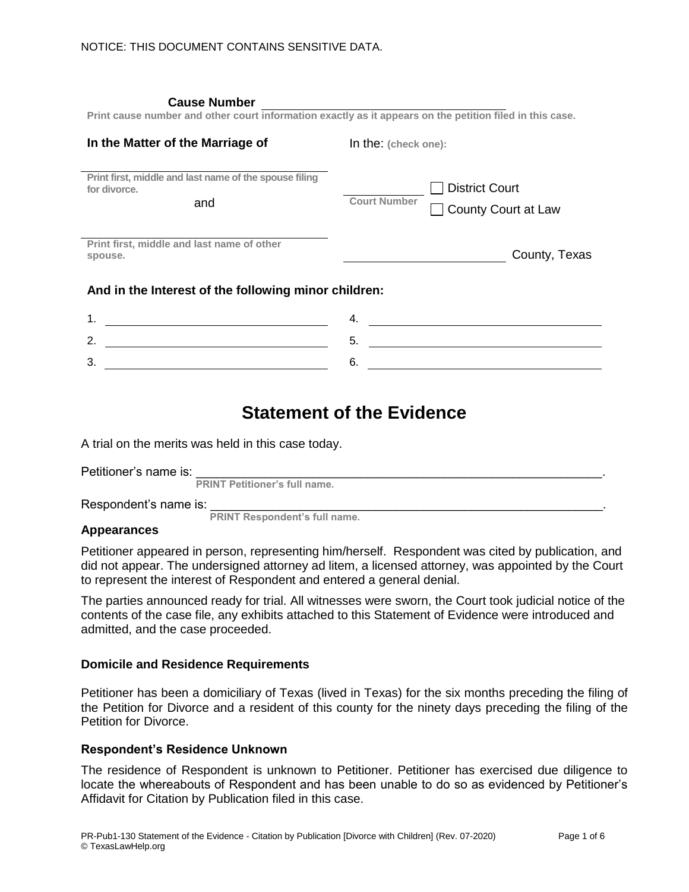NOTICE: THIS DOCUMENT CONTAINS SENSITIVE DATA.

**Cause Number** ______________________________

**Print cause number and other court information exactly as it appears on the petition filed in this case.**

**In the Matter of the Marriage of**

______________________________
**Print first, middle and last name of the spouse filing for divorce.**

and

______________________________
**Print first, middle and last name of other spouse.**

In the: **(check one):**

______________ ☐ District Court
**Court Number** ☐ County Court at Law

______________________ County, Texas

**And in the Interest of the following minor children:**

1. ______________________________
2. ______________________________
3. ______________________________
4. ______________________________
5. ______________________________
6. ______________________________

# Statement of the Evidence

A trial on the merits was held in this case today.

Petitioner's name is: ____________________________________________.
**PRINT Petitioner's full name.**

Respondent's name is: ____________________________________________.
**PRINT Respondent's full name.**

### Appearances

Petitioner appeared in person, representing him/herself. Respondent was cited by publication, and did not appear. The undersigned attorney ad litem, a licensed attorney, was appointed by the Court to represent the interest of Respondent and entered a general denial.

The parties announced ready for trial. All witnesses were sworn, the Court took judicial notice of the contents of the case file, any exhibits attached to this Statement of Evidence were introduced and admitted, and the case proceeded.

### Domicile and Residence Requirements

Petitioner has been a domiciliary of Texas (lived in Texas) for the six months preceding the filing of the Petition for Divorce and a resident of this county for the ninety days preceding the filing of the Petition for Divorce.

### Respondent's Residence Unknown

The residence of Respondent is unknown to Petitioner. Petitioner has exercised due diligence to locate the whereabouts of Respondent and has been unable to do so as evidenced by Petitioner's Affidavit for Citation by Publication filed in this case.

PR-Pub1-130 Statement of the Evidence - Citation by Publication [Divorce with Children] (Rev. 07-2020)
© TexasLawHelp.org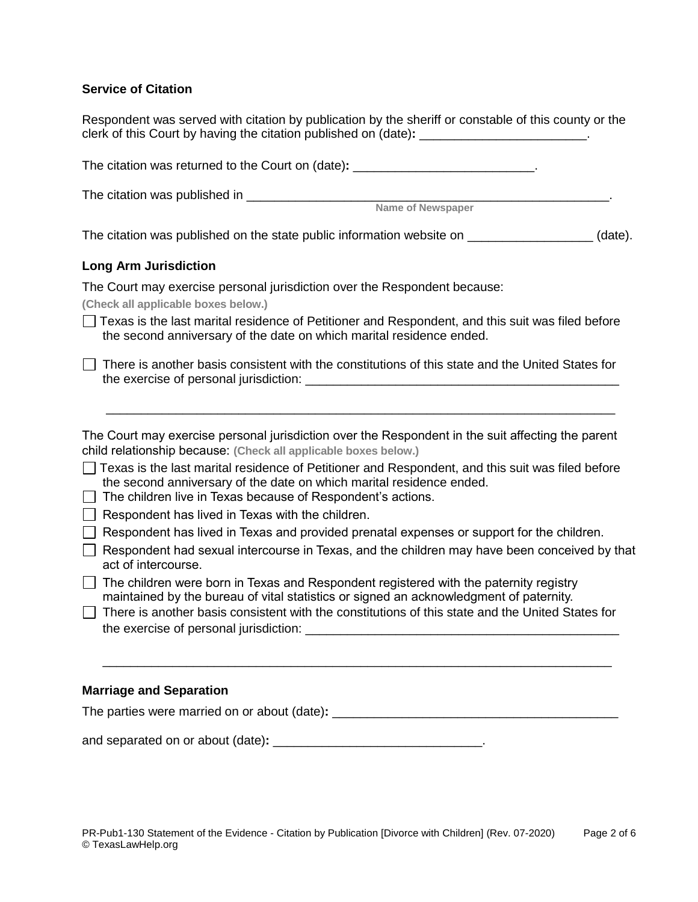**Service of Citation**

Respondent was served with citation by publication by the sheriff or constable of this county or the clerk of this Court by having the citation published on (date): ________________________.

The citation was returned to the Court on (date): __________________________.

The citation was published in ______________________________________________________.
Name of Newspaper

The citation was published on the state public information website on __________________ (date).

**Long Arm Jurisdiction**

The Court may exercise personal jurisdiction over the Respondent because:
**(Check all applicable boxes below.)**

- ☐ Texas is the last marital residence of Petitioner and Respondent, and this suit was filed before the second anniversary of the date on which marital residence ended.
- ☐ There is another basis consistent with the constitutions of this state and the United States for the exercise of personal jurisdiction: ______________________________________________
  ___________________________________________________________________________

The Court may exercise personal jurisdiction over the Respondent in the suit affecting the parent child relationship because: **(Check all applicable boxes below.)**

- ☐ Texas is the last marital residence of Petitioner and Respondent, and this suit was filed before the second anniversary of the date on which marital residence ended.
- ☐ The children live in Texas because of Respondent's actions.
- ☐ Respondent has lived in Texas with the children.
- ☐ Respondent has lived in Texas and provided prenatal expenses or support for the children.
- ☐ Respondent had sexual intercourse in Texas, and the children may have been conceived by that act of intercourse.
- ☐ The children were born in Texas and Respondent registered with the paternity registry maintained by the bureau of vital statistics or signed an acknowledgment of paternity.
- ☐ There is another basis consistent with the constitutions of this state and the United States for the exercise of personal jurisdiction: ______________________________________________
  ___________________________________________________________________________

**Marriage and Separation**

The parties were married on or about (date): __________________________________________

and separated on or about (date): ______________________________.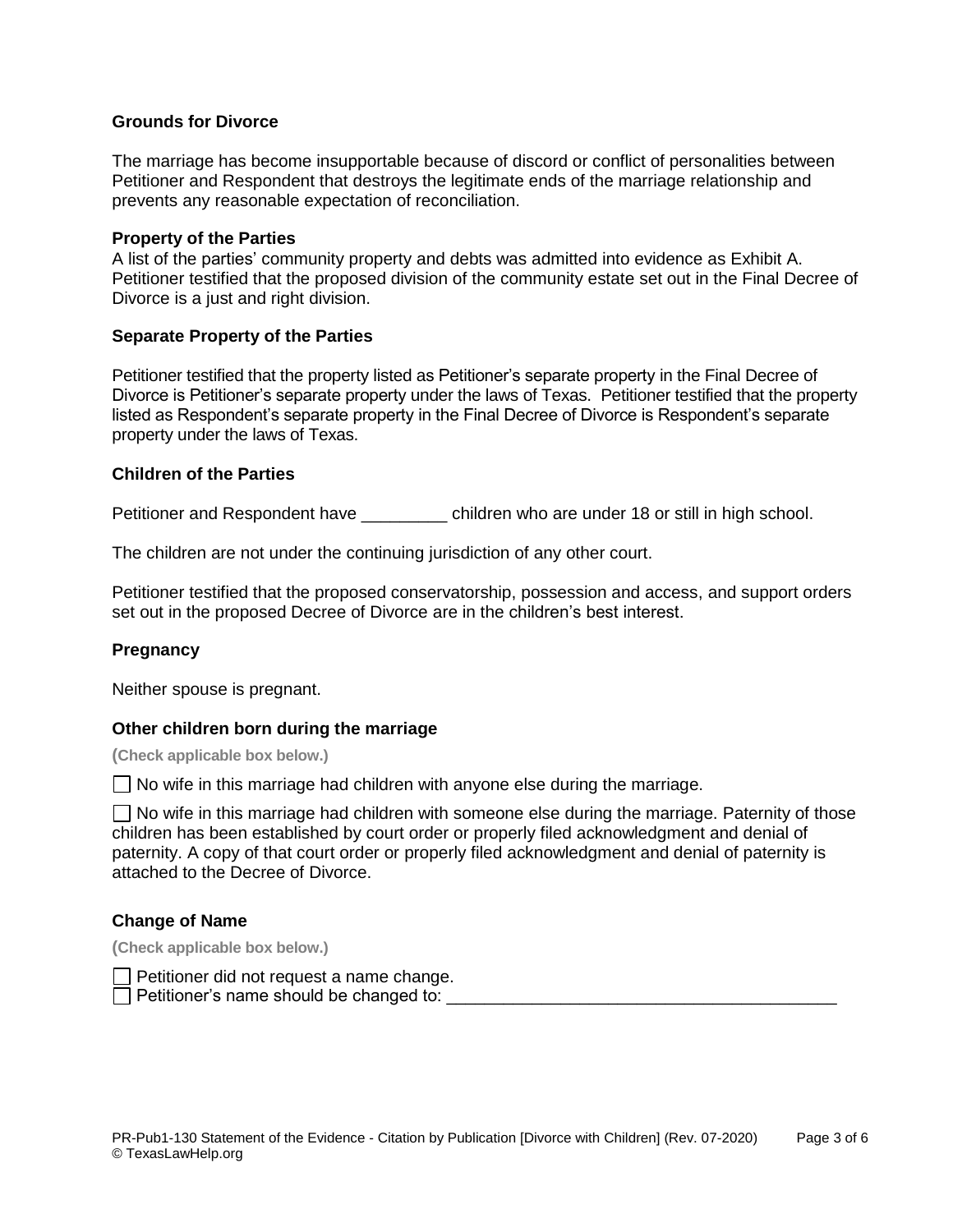### Grounds for Divorce

The marriage has become insupportable because of discord or conflict of personalities between Petitioner and Respondent that destroys the legitimate ends of the marriage relationship and prevents any reasonable expectation of reconciliation.

### Property of the Parties

A list of the parties' community property and debts was admitted into evidence as Exhibit A. Petitioner testified that the proposed division of the community estate set out in the Final Decree of Divorce is a just and right division.

### Separate Property of the Parties

Petitioner testified that the property listed as Petitioner's separate property in the Final Decree of Divorce is Petitioner's separate property under the laws of Texas. Petitioner testified that the property listed as Respondent's separate property in the Final Decree of Divorce is Respondent's separate property under the laws of Texas.

### Children of the Parties

Petitioner and Respondent have _________ children who are under 18 or still in high school.

The children are not under the continuing jurisdiction of any other court.

Petitioner testified that the proposed conservatorship, possession and access, and support orders set out in the proposed Decree of Divorce are in the children's best interest.

### Pregnancy

Neither spouse is pregnant.

### Other children born during the marriage

**(Check applicable box below.)**

☐ No wife in this marriage had children with anyone else during the marriage.

☐ No wife in this marriage had children with someone else during the marriage. Paternity of those children has been established by court order or properly filed acknowledgment and denial of paternity. A copy of that court order or properly filed acknowledgment and denial of paternity is attached to the Decree of Divorce.

### Change of Name

**(Check applicable box below.)**

☐ Petitioner did not request a name change.
☐ Petitioner's name should be changed to: ________________________________________

PR-Pub1-130 Statement of the Evidence - Citation by Publication [Divorce with Children] (Rev. 07-2020)
© TexasLawHelp.org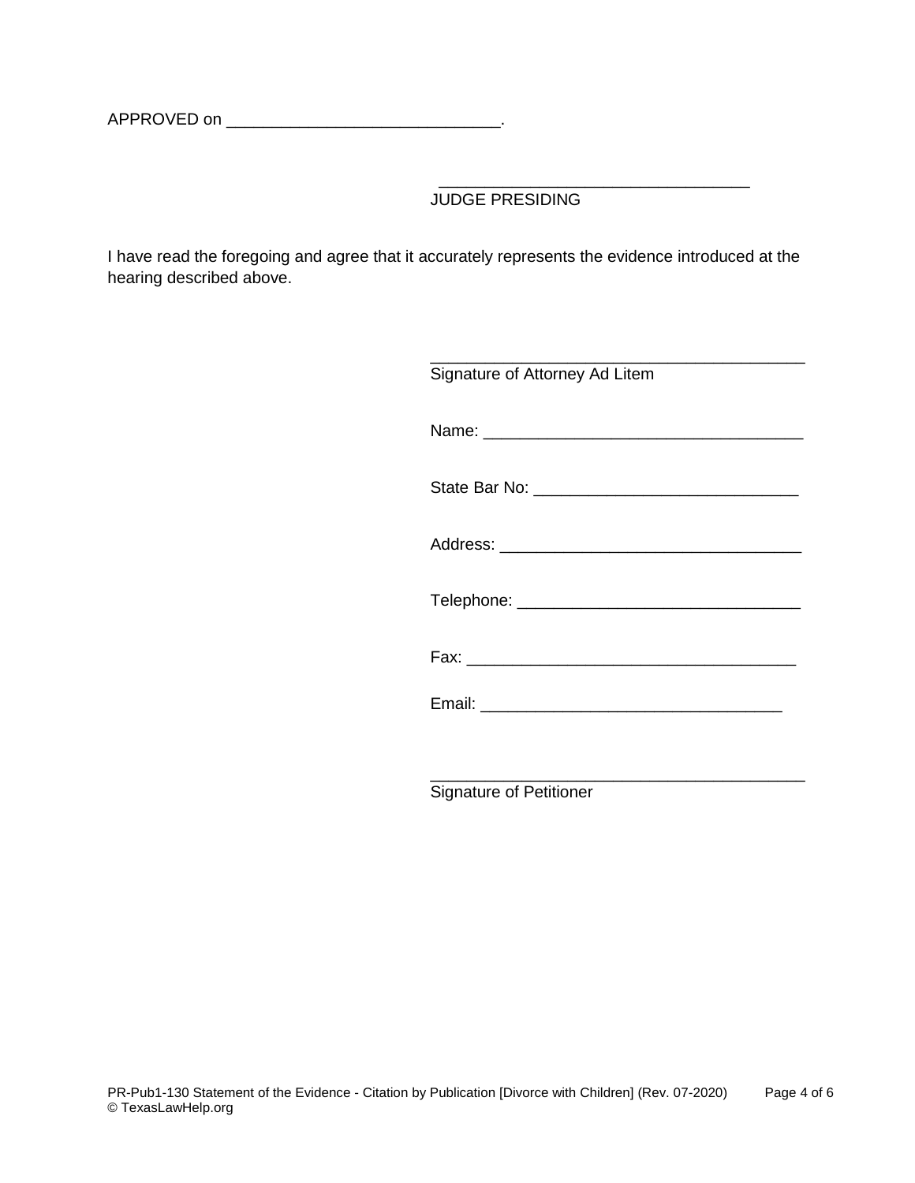APPROVED on ______________________________.

__________________________________
JUDGE PRESIDING

I have read the foregoing and agree that it accurately represents the evidence introduced at the hearing described above.

_________________________________________
Signature of Attorney Ad Litem

Name: ___________________________________

State Bar No: ____________________________

Address: ________________________________

Telephone: ______________________________

Fax: ____________________________________

Email: _________________________________

_________________________________________
Signature of Petitioner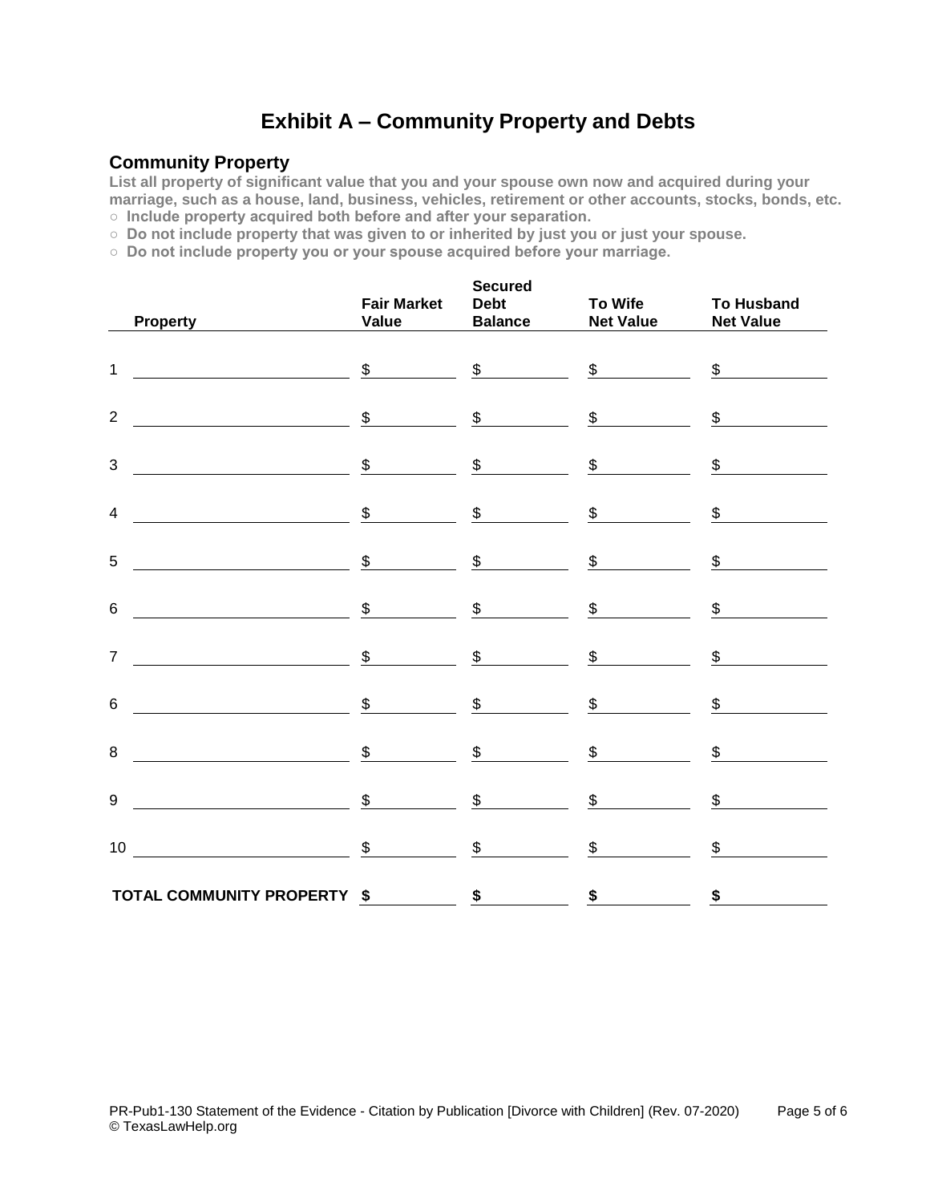# Exhibit A – Community Property and Debts

## Community Property

**List all property of significant value that you and your spouse own now and acquired during your marriage, such as a house, land, business, vehicles, retirement or other accounts, stocks, bonds, etc.**

- **Include property acquired both before and after your separation.**
- **Do not include property that was given to or inherited by just you or just your spouse.**
- **Do not include property you or your spouse acquired before your marriage.**

| | Property | Fair Market Value | Secured Debt Balance | To Wife Net Value | To Husband Net Value |
|---|---|---|---|---|---|
| 1 | | $ | $ | $ | $ |
| 2 | | $ | $ | $ | $ |
| 3 | | $ | $ | $ | $ |
| 4 | | $ | $ | $ | $ |
| 5 | | $ | $ | $ | $ |
| 6 | | $ | $ | $ | $ |
| 7 | | $ | $ | $ | $ |
| 6 | | $ | $ | $ | $ |
| 8 | | $ | $ | $ | $ |
| 9 | | $ | $ | $ | $ |
| 10 | | $ | $ | $ | $ |
| **TOTAL COMMUNITY PROPERTY** | | **$** | **$** | **$** | **$** |

PR-Pub1-130 Statement of the Evidence - Citation by Publication [Divorce with Children] (Rev. 07-2020)
© TexasLawHelp.org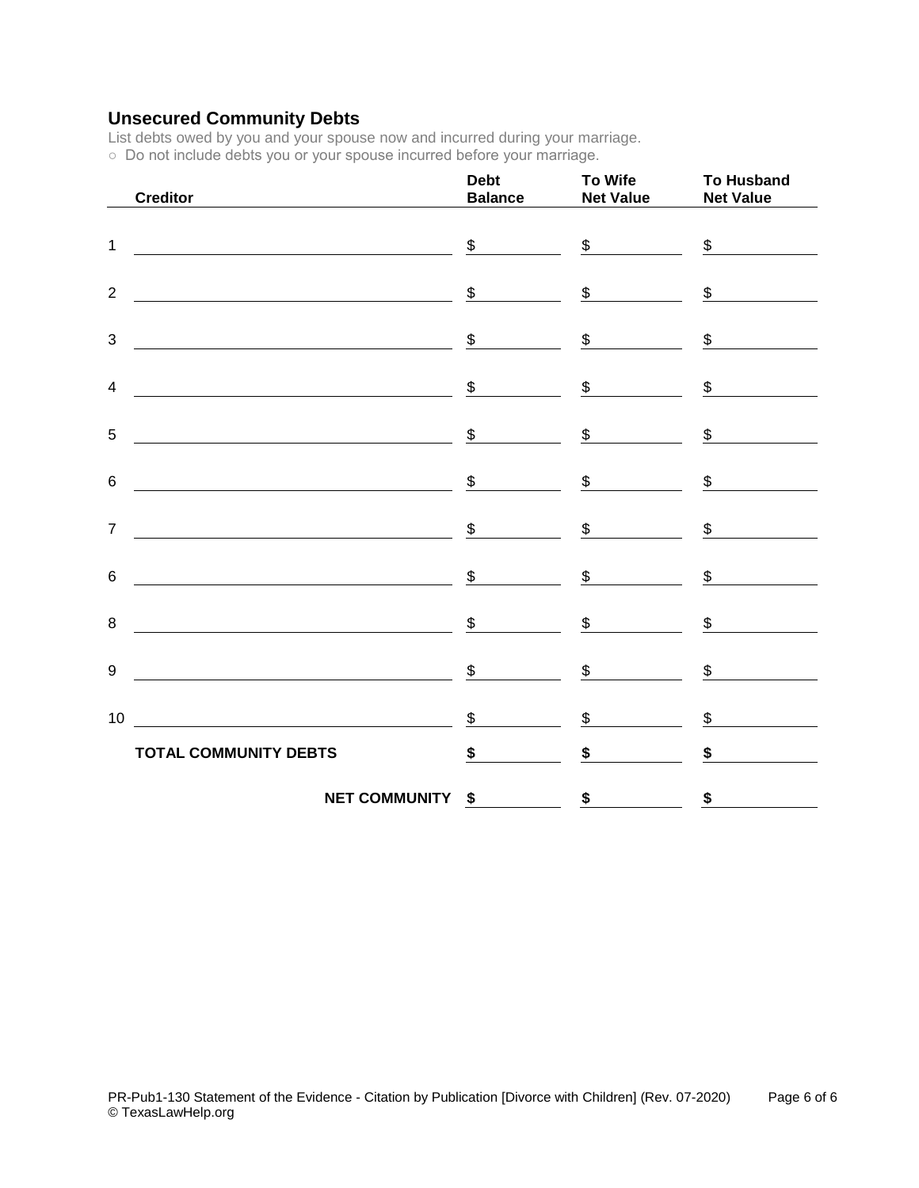## Unsecured Community Debts

List debts owed by you and your spouse now and incurred during your marriage.

○ Do not include debts you or your spouse incurred before your marriage.

| | Creditor | Debt Balance | To Wife Net Value | To Husband Net Value |
|---|---|---|---|---|
| 1 | | $ | $ | $ |
| 2 | | $ | $ | $ |
| 3 | | $ | $ | $ |
| 4 | | $ | $ | $ |
| 5 | | $ | $ | $ |
| 6 | | $ | $ | $ |
| 7 | | $ | $ | $ |
| 6 | | $ | $ | $ |
| 8 | | $ | $ | $ |
| 9 | | $ | $ | $ |
| 10 | | $ | $ | $ |
| | **TOTAL COMMUNITY DEBTS** | **$** | **$** | **$** |
| | **NET COMMUNITY** | **$** | **$** | **$** |

PR-Pub1-130 Statement of the Evidence - Citation by Publication [Divorce with Children] (Rev. 07-2020)
© TexasLawHelp.org